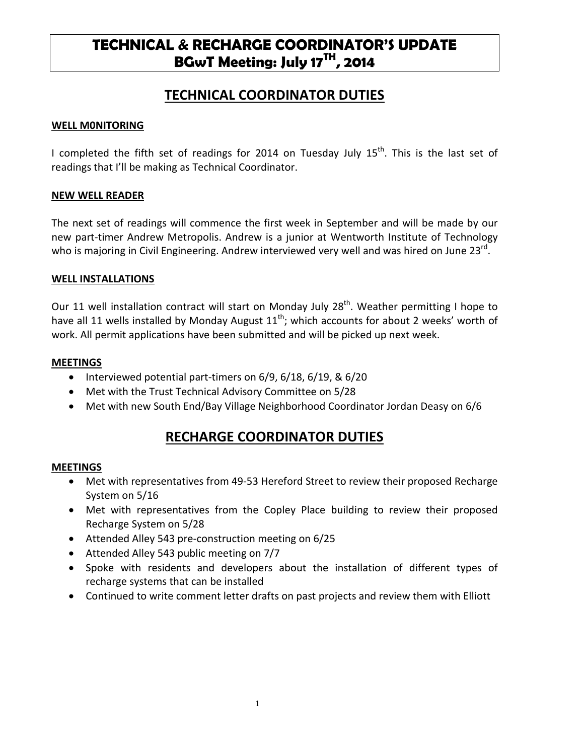# TECHNICAL & RECHARGE COORDINATOR'S UPDATE
# BGwT Meeting: July 17TH, 2014

## TECHNICAL COORDINATOR DUTIES

**WELL M0NITORING**

I completed the fifth set of readings for 2014 on Tuesday July 15th. This is the last set of readings that I'll be making as Technical Coordinator.

**NEW WELL READER**

The next set of readings will commence the first week in September and will be made by our new part-timer Andrew Metropolis. Andrew is a junior at Wentworth Institute of Technology who is majoring in Civil Engineering. Andrew interviewed very well and was hired on June 23rd.

**WELL INSTALLATIONS**

Our 11 well installation contract will start on Monday July 28th. Weather permitting I hope to have all 11 wells installed by Monday August 11th; which accounts for about 2 weeks' worth of work. All permit applications have been submitted and will be picked up next week.

**MEETINGS**

- Interviewed potential part-timers on 6/9, 6/18, 6/19, & 6/20
- Met with the Trust Technical Advisory Committee on 5/28
- Met with new South End/Bay Village Neighborhood Coordinator Jordan Deasy on 6/6

## RECHARGE COORDINATOR DUTIES

**MEETINGS**

- Met with representatives from 49-53 Hereford Street to review their proposed Recharge System on 5/16
- Met with representatives from the Copley Place building to review their proposed Recharge System on 5/28
- Attended Alley 543 pre-construction meeting on 6/25
- Attended Alley 543 public meeting on 7/7
- Spoke with residents and developers about the installation of different types of recharge systems that can be installed
- Continued to write comment letter drafts on past projects and review them with Elliott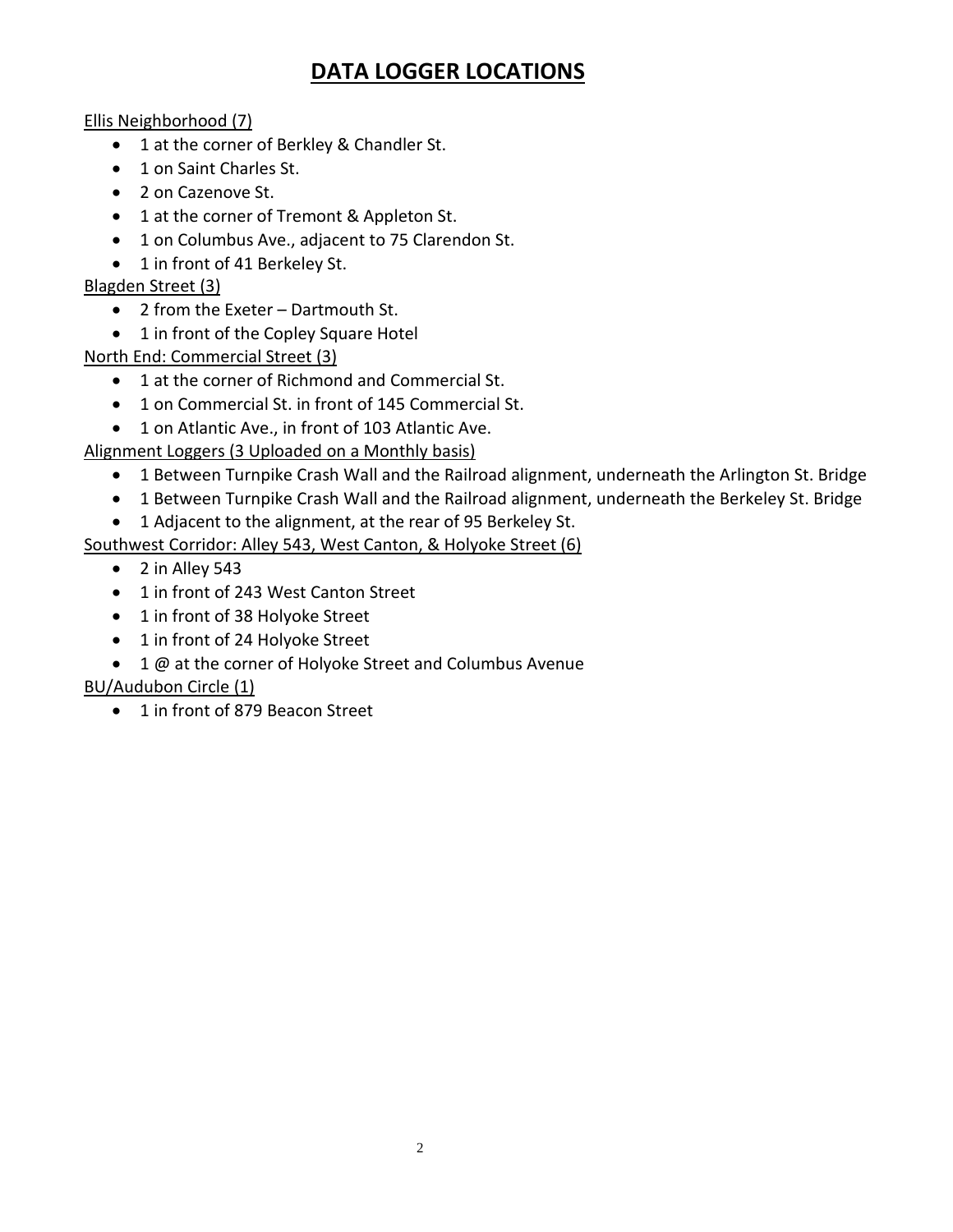# DATA LOGGER LOCATIONS

Ellis Neighborhood (7)

- 1 at the corner of Berkley & Chandler St.
- 1 on Saint Charles St.
- 2 on Cazenove St.
- 1 at the corner of Tremont & Appleton St.
- 1 on Columbus Ave., adjacent to 75 Clarendon St.
- 1 in front of 41 Berkeley St.

Blagden Street (3)

- 2 from the Exeter – Dartmouth St.
- 1 in front of the Copley Square Hotel

North End: Commercial Street (3)

- 1 at the corner of Richmond and Commercial St.
- 1 on Commercial St. in front of 145 Commercial St.
- 1 on Atlantic Ave., in front of 103 Atlantic Ave.

Alignment Loggers (3 Uploaded on a Monthly basis)

- 1 Between Turnpike Crash Wall and the Railroad alignment, underneath the Arlington St. Bridge
- 1 Between Turnpike Crash Wall and the Railroad alignment, underneath the Berkeley St. Bridge
- 1 Adjacent to the alignment, at the rear of 95 Berkeley St.

Southwest Corridor: Alley 543, West Canton, & Holyoke Street (6)

- 2 in Alley 543
- 1 in front of 243 West Canton Street
- 1 in front of 38 Holyoke Street
- 1 in front of 24 Holyoke Street
- 1 @ at the corner of Holyoke Street and Columbus Avenue

BU/Audubon Circle (1)

- 1 in front of 879 Beacon Street